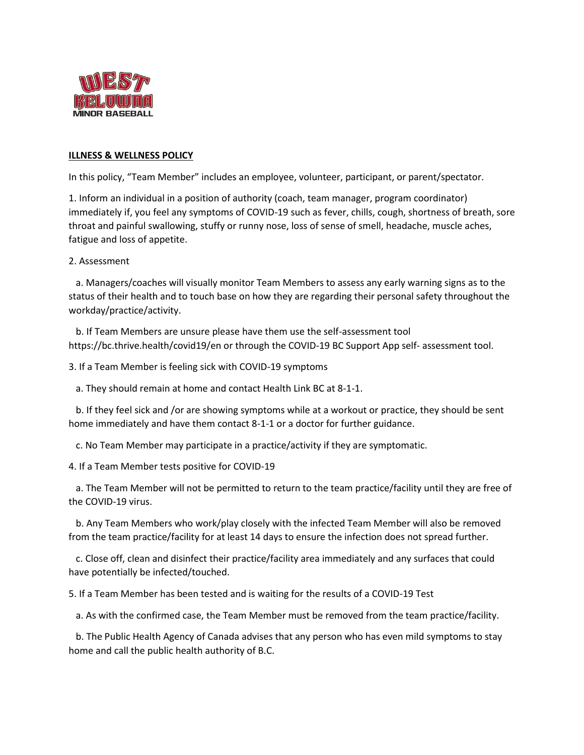**ILLNESS & WELLNESS POLICY**

In this policy, "Team Member" includes an employee, volunteer, participant, or parent/spectator.

1. Inform an individual in a position of authority (coach, team manager, program coordinator) immediately if, you feel any symptoms of COVID-19 such as fever, chills, cough, shortness of breath, sore throat and painful swallowing, stuffy or runny nose, loss of sense of smell, headache, muscle aches, fatigue and loss of appetite.

2. Assessment

   a. Managers/coaches will visually monitor Team Members to assess any early warning signs as to the status of their health and to touch base on how they are regarding their personal safety throughout the workday/practice/activity.

   b. If Team Members are unsure please have them use the self-assessment tool https://bc.thrive.health/covid19/en or through the COVID-19 BC Support App self- assessment tool.

3. If a Team Member is feeling sick with COVID-19 symptoms

   a. They should remain at home and contact Health Link BC at 8-1-1.

   b. If they feel sick and /or are showing symptoms while at a workout or practice, they should be sent home immediately and have them contact 8-1-1 or a doctor for further guidance.

   c. No Team Member may participate in a practice/activity if they are symptomatic.

4. If a Team Member tests positive for COVID-19

   a. The Team Member will not be permitted to return to the team practice/facility until they are free of the COVID-19 virus.

   b. Any Team Members who work/play closely with the infected Team Member will also be removed from the team practice/facility for at least 14 days to ensure the infection does not spread further.

   c. Close off, clean and disinfect their practice/facility area immediately and any surfaces that could have potentially be infected/touched.

5. If a Team Member has been tested and is waiting for the results of a COVID-19 Test

   a. As with the confirmed case, the Team Member must be removed from the team practice/facility.

   b. The Public Health Agency of Canada advises that any person who has even mild symptoms to stay home and call the public health authority of B.C.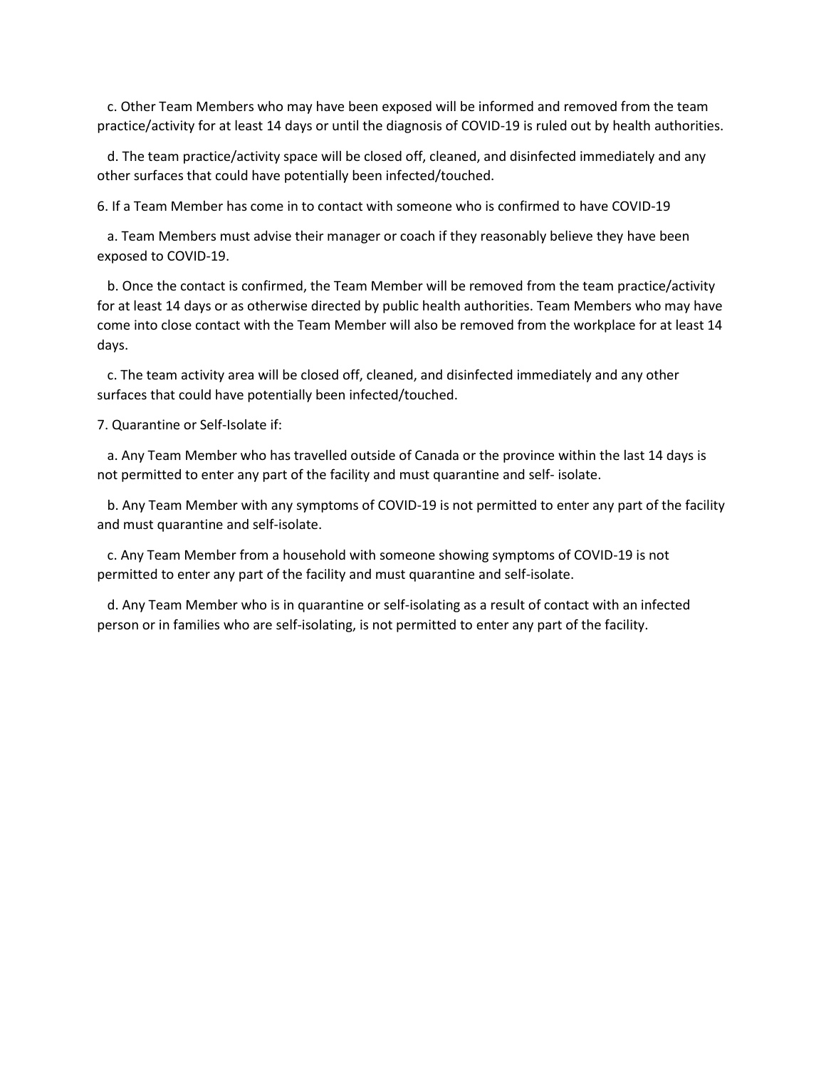c. Other Team Members who may have been exposed will be informed and removed from the team practice/activity for at least 14 days or until the diagnosis of COVID-19 is ruled out by health authorities.

d. The team practice/activity space will be closed off, cleaned, and disinfected immediately and any other surfaces that could have potentially been infected/touched.

6. If a Team Member has come in to contact with someone who is confirmed to have COVID-19

a. Team Members must advise their manager or coach if they reasonably believe they have been exposed to COVID-19.

b. Once the contact is confirmed, the Team Member will be removed from the team practice/activity for at least 14 days or as otherwise directed by public health authorities. Team Members who may have come into close contact with the Team Member will also be removed from the workplace for at least 14 days.

c. The team activity area will be closed off, cleaned, and disinfected immediately and any other surfaces that could have potentially been infected/touched.

7. Quarantine or Self-Isolate if:

a. Any Team Member who has travelled outside of Canada or the province within the last 14 days is not permitted to enter any part of the facility and must quarantine and self- isolate.

b. Any Team Member with any symptoms of COVID-19 is not permitted to enter any part of the facility and must quarantine and self-isolate.

c. Any Team Member from a household with someone showing symptoms of COVID-19 is not permitted to enter any part of the facility and must quarantine and self-isolate.

d. Any Team Member who is in quarantine or self-isolating as a result of contact with an infected person or in families who are self-isolating, is not permitted to enter any part of the facility.